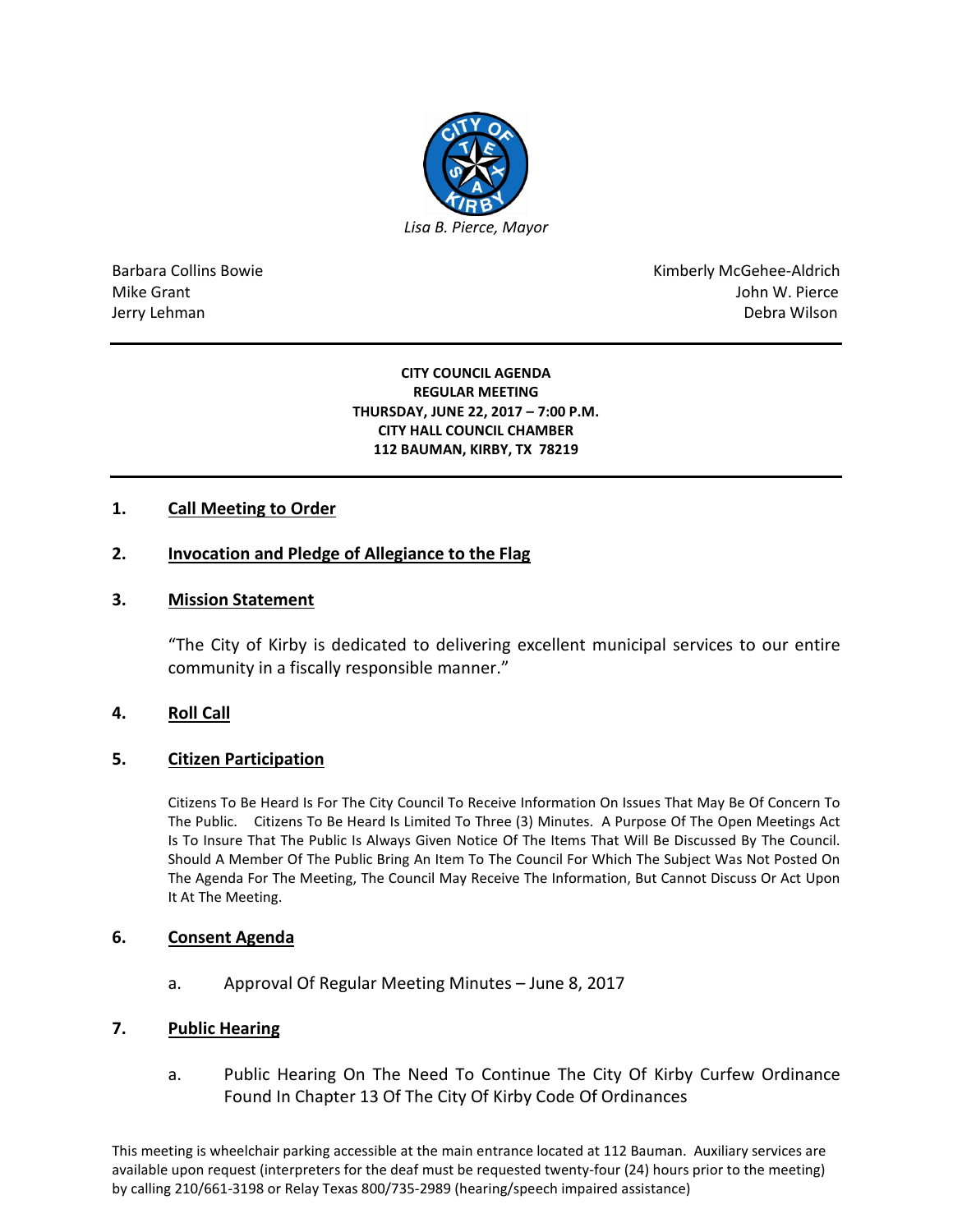*Lisa B. Pierce, Mayor*

Barbara Collins Bowie
Mike Grant
Jerry Lehman

Kimberly McGehee-Aldrich
John W. Pierce
Debra Wilson

**CITY COUNCIL AGENDA**
**REGULAR MEETING**
**THURSDAY, JUNE 22, 2017 – 7:00 P.M.**
**CITY HALL COUNCIL CHAMBER**
**112 BAUMAN, KIRBY, TX 78219**

## 1. Call Meeting to Order

## 2. Invocation and Pledge of Allegiance to the Flag

## 3. Mission Statement

"The City of Kirby is dedicated to delivering excellent municipal services to our entire community in a fiscally responsible manner."

## 4. Roll Call

## 5. Citizen Participation

Citizens To Be Heard Is For The City Council To Receive Information On Issues That May Be Of Concern To The Public. Citizens To Be Heard Is Limited To Three (3) Minutes. A Purpose Of The Open Meetings Act Is To Insure That The Public Is Always Given Notice Of The Items That Will Be Discussed By The Council. Should A Member Of The Public Bring An Item To The Council For Which The Subject Was Not Posted On The Agenda For The Meeting, The Council May Receive The Information, But Cannot Discuss Or Act Upon It At The Meeting.

## 6. Consent Agenda

a. Approval Of Regular Meeting Minutes – June 8, 2017

## 7. Public Hearing

a. Public Hearing On The Need To Continue The City Of Kirby Curfew Ordinance Found In Chapter 13 Of The City Of Kirby Code Of Ordinances

This meeting is wheelchair parking accessible at the main entrance located at 112 Bauman. Auxiliary services are available upon request (interpreters for the deaf must be requested twenty-four (24) hours prior to the meeting) by calling 210/661-3198 or Relay Texas 800/735-2989 (hearing/speech impaired assistance)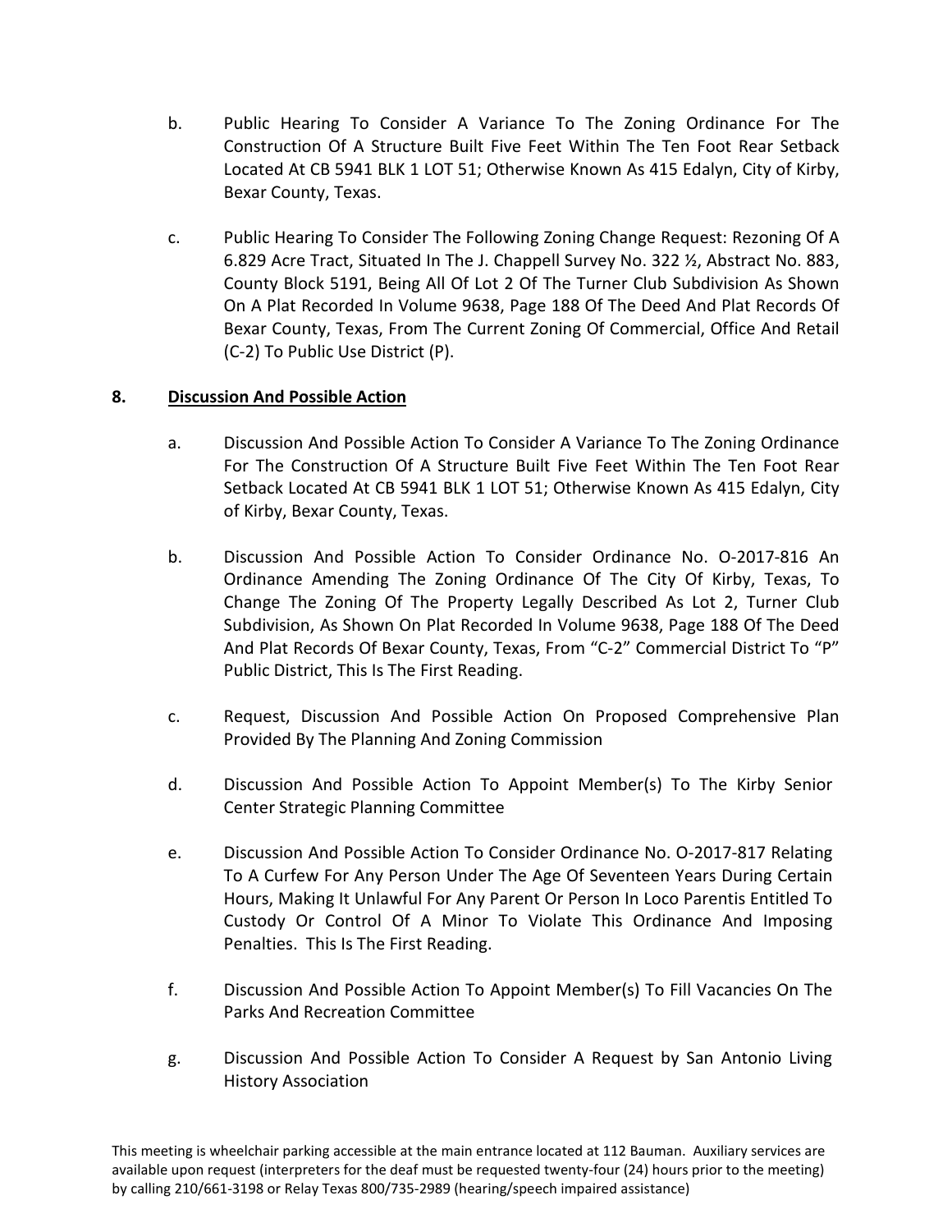b. Public Hearing To Consider A Variance To The Zoning Ordinance For The Construction Of A Structure Built Five Feet Within The Ten Foot Rear Setback Located At CB 5941 BLK 1 LOT 51; Otherwise Known As 415 Edalyn, City of Kirby, Bexar County, Texas.

c. Public Hearing To Consider The Following Zoning Change Request: Rezoning Of A 6.829 Acre Tract, Situated In The J. Chappell Survey No. 322 ½, Abstract No. 883, County Block 5191, Being All Of Lot 2 Of The Turner Club Subdivision As Shown On A Plat Recorded In Volume 9638, Page 188 Of The Deed And Plat Records Of Bexar County, Texas, From The Current Zoning Of Commercial, Office And Retail (C-2) To Public Use District (P).

**8. <u>Discussion And Possible Action</u>**

a. Discussion And Possible Action To Consider A Variance To The Zoning Ordinance For The Construction Of A Structure Built Five Feet Within The Ten Foot Rear Setback Located At CB 5941 BLK 1 LOT 51; Otherwise Known As 415 Edalyn, City of Kirby, Bexar County, Texas.

b. Discussion And Possible Action To Consider Ordinance No. O-2017-816 An Ordinance Amending The Zoning Ordinance Of The City Of Kirby, Texas, To Change The Zoning Of The Property Legally Described As Lot 2, Turner Club Subdivision, As Shown On Plat Recorded In Volume 9638, Page 188 Of The Deed And Plat Records Of Bexar County, Texas, From "C-2" Commercial District To "P" Public District, This Is The First Reading.

c. Request, Discussion And Possible Action On Proposed Comprehensive Plan Provided By The Planning And Zoning Commission

d. Discussion And Possible Action To Appoint Member(s) To The Kirby Senior Center Strategic Planning Committee

e. Discussion And Possible Action To Consider Ordinance No. O-2017-817 Relating To A Curfew For Any Person Under The Age Of Seventeen Years During Certain Hours, Making It Unlawful For Any Parent Or Person In Loco Parentis Entitled To Custody Or Control Of A Minor To Violate This Ordinance And Imposing Penalties. This Is The First Reading.

f. Discussion And Possible Action To Appoint Member(s) To Fill Vacancies On The Parks And Recreation Committee

g. Discussion And Possible Action To Consider A Request by San Antonio Living History Association

This meeting is wheelchair parking accessible at the main entrance located at 112 Bauman. Auxiliary services are available upon request (interpreters for the deaf must be requested twenty-four (24) hours prior to the meeting) by calling 210/661-3198 or Relay Texas 800/735-2989 (hearing/speech impaired assistance)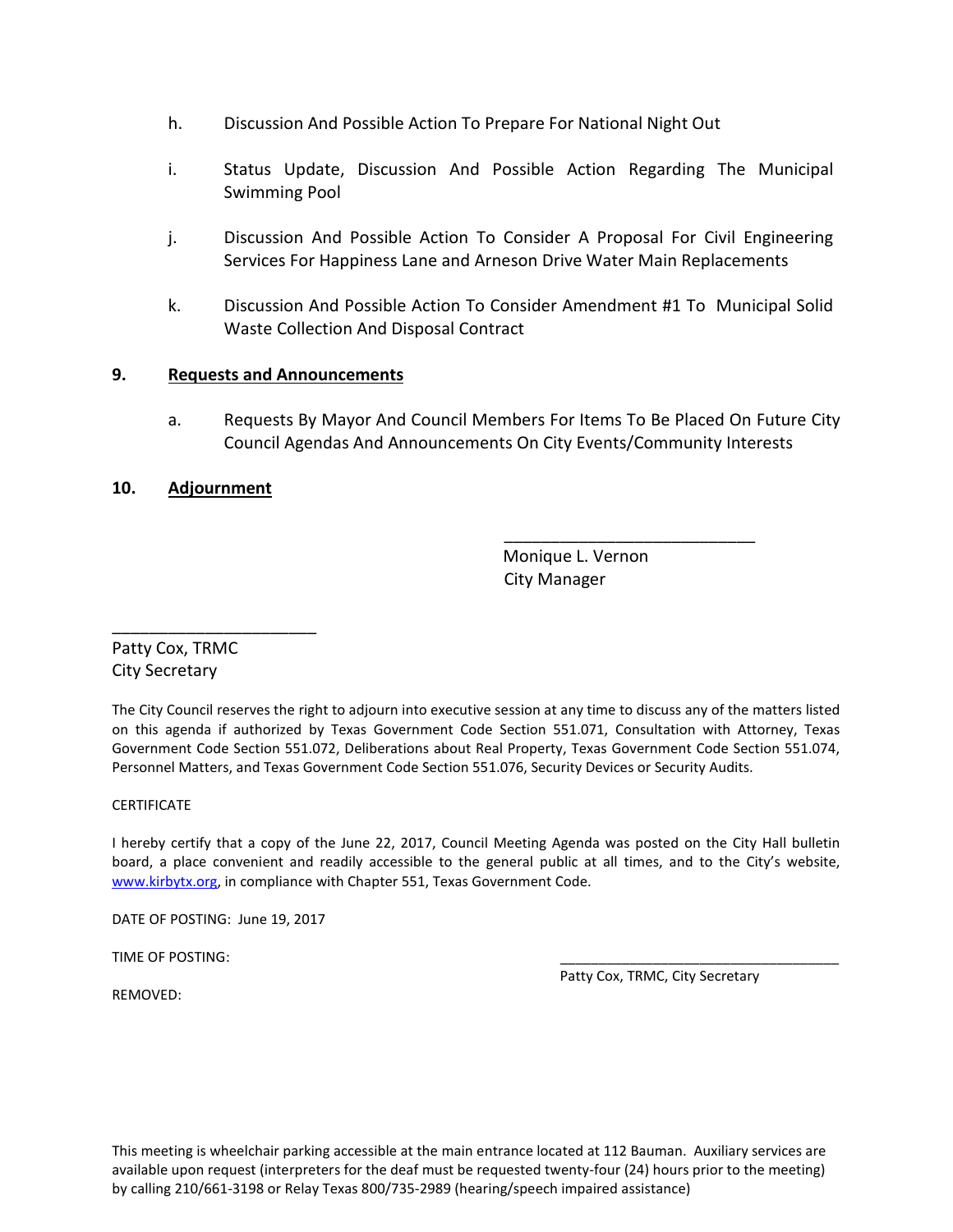h. Discussion And Possible Action To Prepare For National Night Out

i. Status Update, Discussion And Possible Action Regarding The Municipal Swimming Pool

j. Discussion And Possible Action To Consider A Proposal For Civil Engineering Services For Happiness Lane and Arneson Drive Water Main Replacements

k. Discussion And Possible Action To Consider Amendment #1 To Municipal Solid Waste Collection And Disposal Contract

**9. Requests and Announcements**

a. Requests By Mayor And Council Members For Items To Be Placed On Future City Council Agendas And Announcements On City Events/Community Interests

**10. Adjournment**

___________________________
Monique L. Vernon
City Manager

______________________
Patty Cox, TRMC
City Secretary

The City Council reserves the right to adjourn into executive session at any time to discuss any of the matters listed on this agenda if authorized by Texas Government Code Section 551.071, Consultation with Attorney, Texas Government Code Section 551.072, Deliberations about Real Property, Texas Government Code Section 551.074, Personnel Matters, and Texas Government Code Section 551.076, Security Devices or Security Audits.

CERTIFICATE

I hereby certify that a copy of the June 22, 2017, Council Meeting Agenda was posted on the City Hall bulletin board, a place convenient and readily accessible to the general public at all times, and to the City's website, www.kirbytx.org, in compliance with Chapter 551, Texas Government Code.

DATE OF POSTING: June 19, 2017

TIME OF POSTING:

________________________________
Patty Cox, TRMC, City Secretary

REMOVED:

This meeting is wheelchair parking accessible at the main entrance located at 112 Bauman. Auxiliary services are available upon request (interpreters for the deaf must be requested twenty-four (24) hours prior to the meeting) by calling 210/661-3198 or Relay Texas 800/735-2989 (hearing/speech impaired assistance)